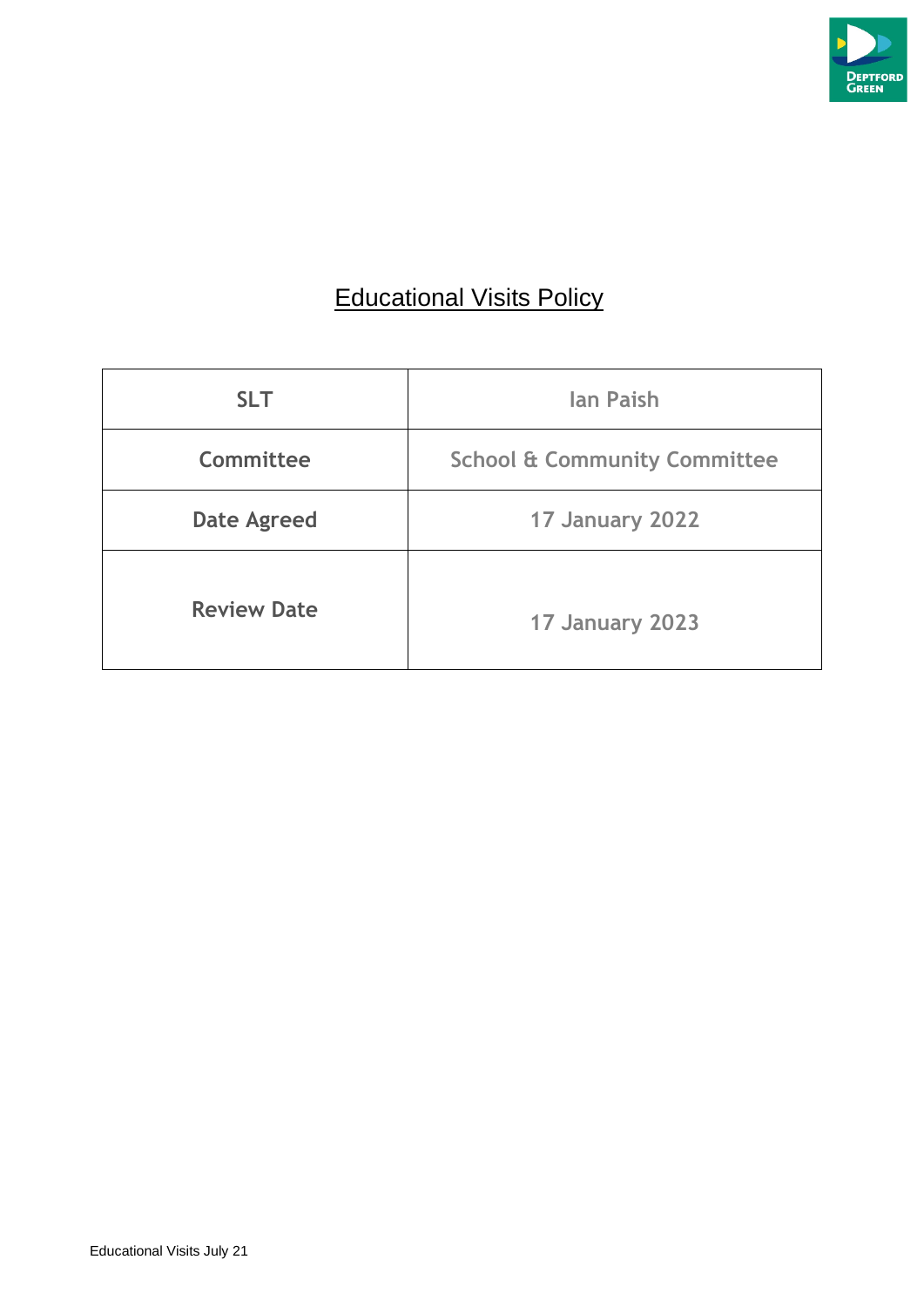# Educational Visits Policy

| SLT | Ian Paish |
|---|---|
| Committee | School & Community Committee |
| Date Agreed | 17 January 2022 |
| Review Date | 17 January 2023 |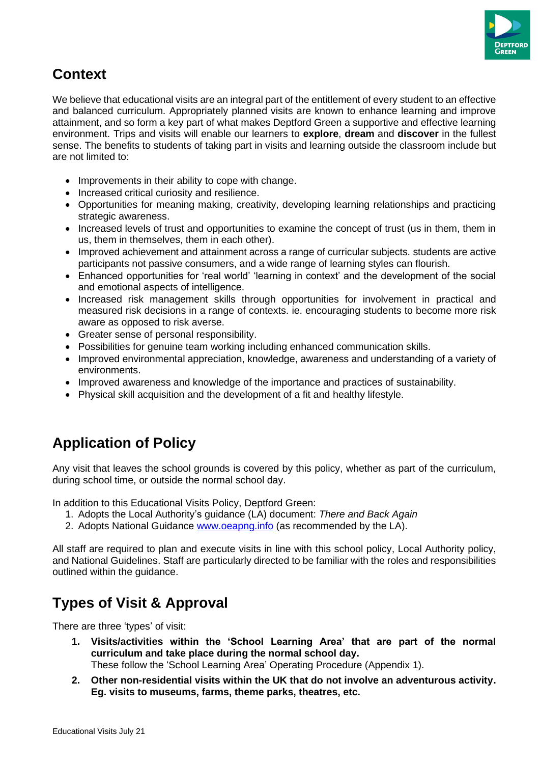## Context

We believe that educational visits are an integral part of the entitlement of every student to an effective and balanced curriculum. Appropriately planned visits are known to enhance learning and improve attainment, and so form a key part of what makes Deptford Green a supportive and effective learning environment. Trips and visits will enable our learners to **explore**, **dream** and **discover** in the fullest sense. The benefits to students of taking part in visits and learning outside the classroom include but are not limited to:

- Improvements in their ability to cope with change.
- Increased critical curiosity and resilience.
- Opportunities for meaning making, creativity, developing learning relationships and practicing strategic awareness.
- Increased levels of trust and opportunities to examine the concept of trust (us in them, them in us, them in themselves, them in each other).
- Improved achievement and attainment across a range of curricular subjects. students are active participants not passive consumers, and a wide range of learning styles can flourish.
- Enhanced opportunities for 'real world' 'learning in context' and the development of the social and emotional aspects of intelligence.
- Increased risk management skills through opportunities for involvement in practical and measured risk decisions in a range of contexts. ie. encouraging students to become more risk aware as opposed to risk averse.
- Greater sense of personal responsibility.
- Possibilities for genuine team working including enhanced communication skills.
- Improved environmental appreciation, knowledge, awareness and understanding of a variety of environments.
- Improved awareness and knowledge of the importance and practices of sustainability.
- Physical skill acquisition and the development of a fit and healthy lifestyle.

## Application of Policy

Any visit that leaves the school grounds is covered by this policy, whether as part of the curriculum, during school time, or outside the normal school day.

In addition to this Educational Visits Policy, Deptford Green:

1. Adopts the Local Authority's guidance (LA) document: *There and Back Again*
2. Adopts National Guidance [www.oeapng.info](www.oeapng.info) (as recommended by the LA).

All staff are required to plan and execute visits in line with this school policy, Local Authority policy, and National Guidelines. Staff are particularly directed to be familiar with the roles and responsibilities outlined within the guidance.

## Types of Visit & Approval

There are three 'types' of visit:

1. **Visits/activities within the 'School Learning Area' that are part of the normal curriculum and take place during the normal school day.**
   These follow the 'School Learning Area' Operating Procedure (Appendix 1).
2. **Other non-residential visits within the UK that do not involve an adventurous activity. Eg. visits to museums, farms, theme parks, theatres, etc.**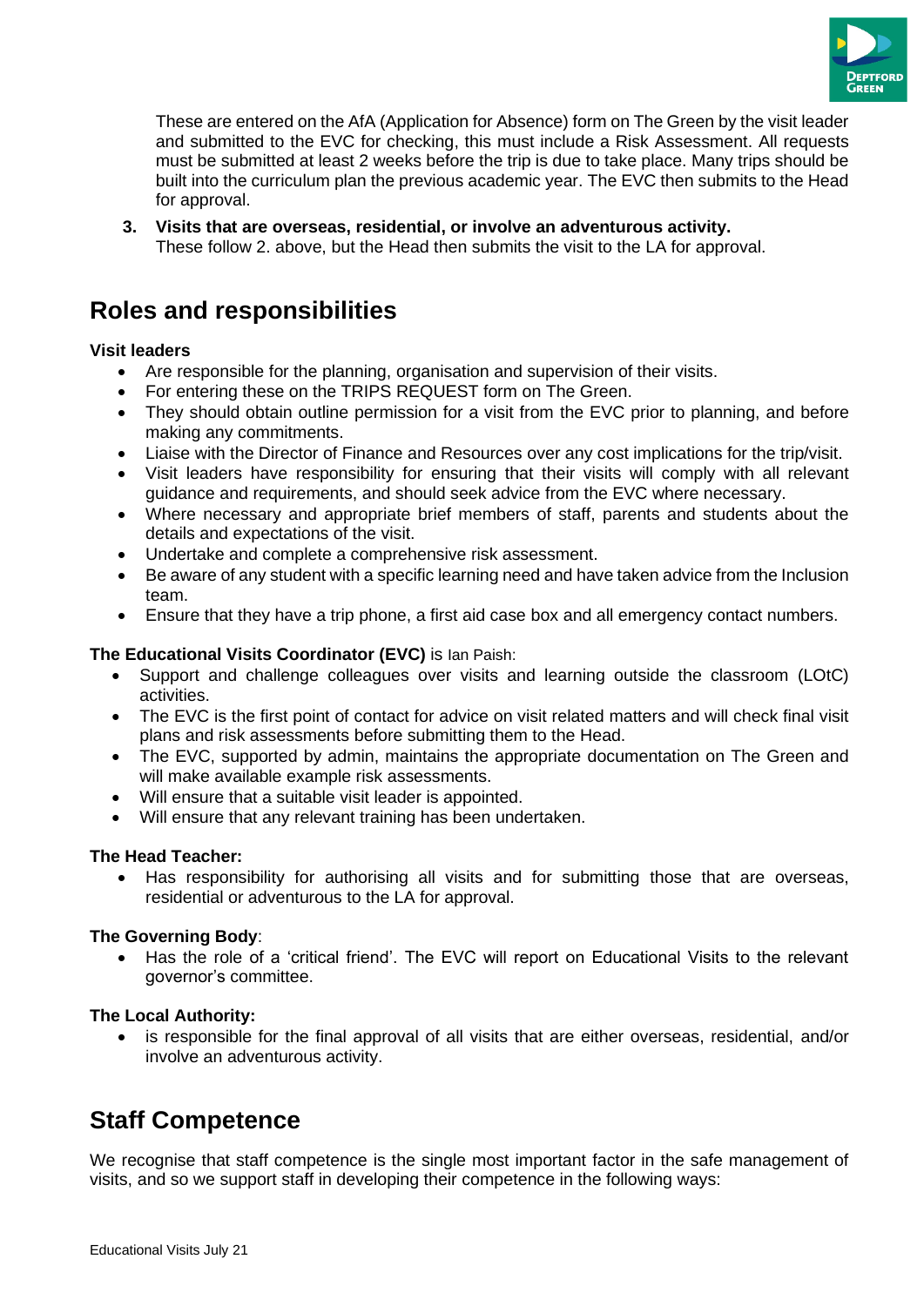These are entered on the AfA (Application for Absence) form on The Green by the visit leader and submitted to the EVC for checking, this must include a Risk Assessment. All requests must be submitted at least 2 weeks before the trip is due to take place. Many trips should be built into the curriculum plan the previous academic year. The EVC then submits to the Head for approval.

3. **Visits that are overseas, residential, or involve an adventurous activity.**
   These follow 2. above, but the Head then submits the visit to the LA for approval.

## Roles and responsibilities

**Visit leaders**

- Are responsible for the planning, organisation and supervision of their visits.
- For entering these on the TRIPS REQUEST form on The Green.
- They should obtain outline permission for a visit from the EVC prior to planning, and before making any commitments.
- Liaise with the Director of Finance and Resources over any cost implications for the trip/visit.
- Visit leaders have responsibility for ensuring that their visits will comply with all relevant guidance and requirements, and should seek advice from the EVC where necessary.
- Where necessary and appropriate brief members of staff, parents and students about the details and expectations of the visit.
- Undertake and complete a comprehensive risk assessment.
- Be aware of any student with a specific learning need and have taken advice from the Inclusion team.
- Ensure that they have a trip phone, a first aid case box and all emergency contact numbers.

**The Educational Visits Coordinator (EVC)** is Ian Paish:

- Support and challenge colleagues over visits and learning outside the classroom (LOtC) activities.
- The EVC is the first point of contact for advice on visit related matters and will check final visit plans and risk assessments before submitting them to the Head.
- The EVC, supported by admin, maintains the appropriate documentation on The Green and will make available example risk assessments.
- Will ensure that a suitable visit leader is appointed.
- Will ensure that any relevant training has been undertaken.

**The Head Teacher:**

- Has responsibility for authorising all visits and for submitting those that are overseas, residential or adventurous to the LA for approval.

**The Governing Body**:

- Has the role of a 'critical friend'. The EVC will report on Educational Visits to the relevant governor's committee.

**The Local Authority:**

- is responsible for the final approval of all visits that are either overseas, residential, and/or involve an adventurous activity.

## Staff Competence

We recognise that staff competence is the single most important factor in the safe management of visits, and so we support staff in developing their competence in the following ways: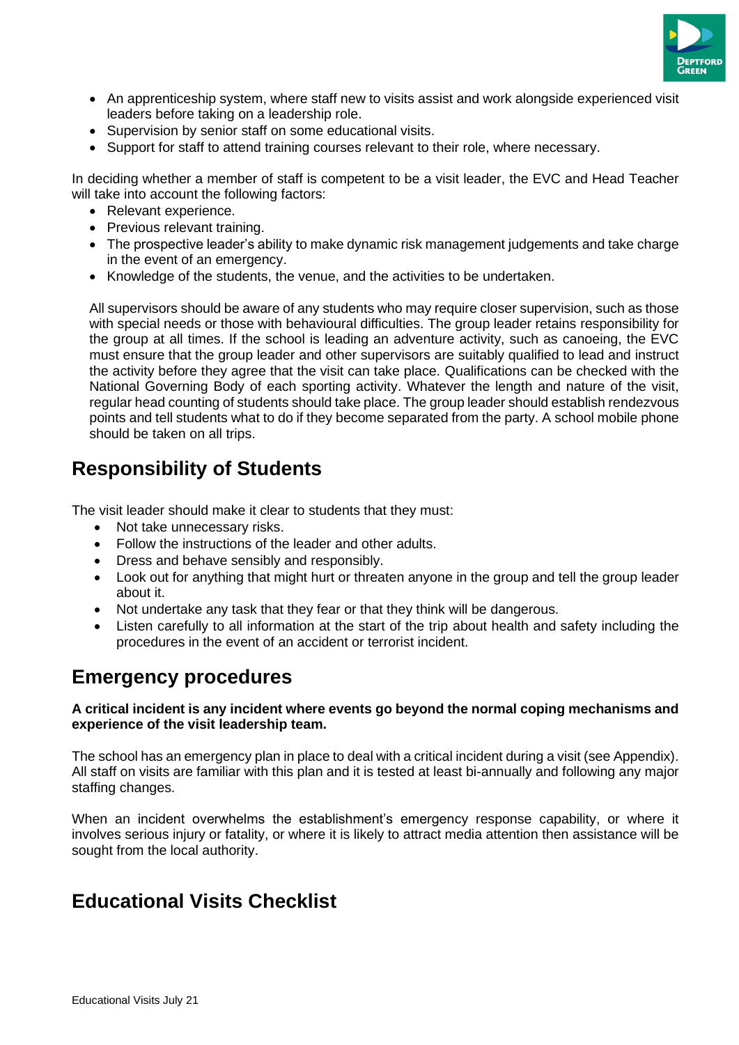- An apprenticeship system, where staff new to visits assist and work alongside experienced visit leaders before taking on a leadership role.
- Supervision by senior staff on some educational visits.
- Support for staff to attend training courses relevant to their role, where necessary.

In deciding whether a member of staff is competent to be a visit leader, the EVC and Head Teacher will take into account the following factors:

- Relevant experience.
- Previous relevant training.
- The prospective leader's ability to make dynamic risk management judgements and take charge in the event of an emergency.
- Knowledge of the students, the venue, and the activities to be undertaken.

All supervisors should be aware of any students who may require closer supervision, such as those with special needs or those with behavioural difficulties. The group leader retains responsibility for the group at all times. If the school is leading an adventure activity, such as canoeing, the EVC must ensure that the group leader and other supervisors are suitably qualified to lead and instruct the activity before they agree that the visit can take place. Qualifications can be checked with the National Governing Body of each sporting activity. Whatever the length and nature of the visit, regular head counting of students should take place. The group leader should establish rendezvous points and tell students what to do if they become separated from the party. A school mobile phone should be taken on all trips.

## Responsibility of Students

The visit leader should make it clear to students that they must:

- Not take unnecessary risks.
- Follow the instructions of the leader and other adults.
- Dress and behave sensibly and responsibly.
- Look out for anything that might hurt or threaten anyone in the group and tell the group leader about it.
- Not undertake any task that they fear or that they think will be dangerous.
- Listen carefully to all information at the start of the trip about health and safety including the procedures in the event of an accident or terrorist incident.

## Emergency procedures

**A critical incident is any incident where events go beyond the normal coping mechanisms and experience of the visit leadership team.**

The school has an emergency plan in place to deal with a critical incident during a visit (see Appendix). All staff on visits are familiar with this plan and it is tested at least bi-annually and following any major staffing changes.

When an incident overwhelms the establishment's emergency response capability, or where it involves serious injury or fatality, or where it is likely to attract media attention then assistance will be sought from the local authority.

## Educational Visits Checklist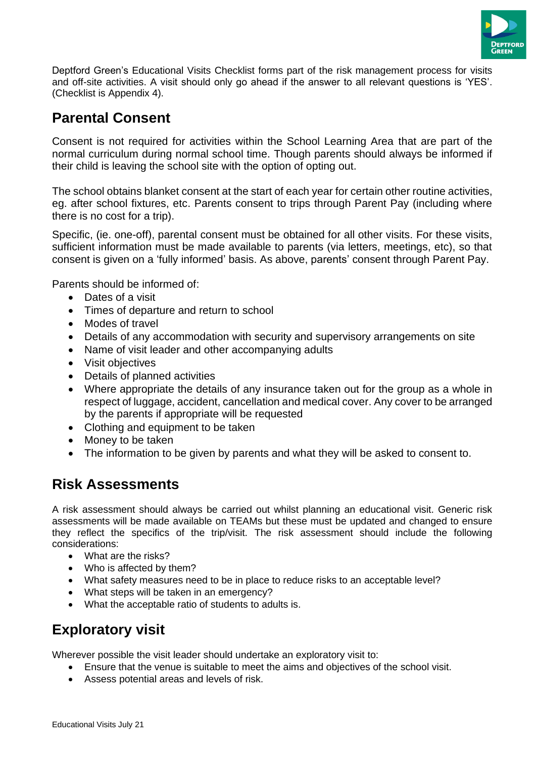Deptford Green's Educational Visits Checklist forms part of the risk management process for visits and off-site activities. A visit should only go ahead if the answer to all relevant questions is 'YES'. (Checklist is Appendix 4).

## Parental Consent

Consent is not required for activities within the School Learning Area that are part of the normal curriculum during normal school time. Though parents should always be informed if their child is leaving the school site with the option of opting out.

The school obtains blanket consent at the start of each year for certain other routine activities, eg. after school fixtures, etc. Parents consent to trips through Parent Pay (including where there is no cost for a trip).

Specific, (ie. one-off), parental consent must be obtained for all other visits. For these visits, sufficient information must be made available to parents (via letters, meetings, etc), so that consent is given on a 'fully informed' basis. As above, parents' consent through Parent Pay.

Parents should be informed of:

- Dates of a visit
- Times of departure and return to school
- Modes of travel
- Details of any accommodation with security and supervisory arrangements on site
- Name of visit leader and other accompanying adults
- Visit objectives
- Details of planned activities
- Where appropriate the details of any insurance taken out for the group as a whole in respect of luggage, accident, cancellation and medical cover. Any cover to be arranged by the parents if appropriate will be requested
- Clothing and equipment to be taken
- Money to be taken
- The information to be given by parents and what they will be asked to consent to.

## Risk Assessments

A risk assessment should always be carried out whilst planning an educational visit. Generic risk assessments will be made available on TEAMs but these must be updated and changed to ensure they reflect the specifics of the trip/visit. The risk assessment should include the following considerations:

- What are the risks?
- Who is affected by them?
- What safety measures need to be in place to reduce risks to an acceptable level?
- What steps will be taken in an emergency?
- What the acceptable ratio of students to adults is.

## Exploratory visit

Wherever possible the visit leader should undertake an exploratory visit to:

- Ensure that the venue is suitable to meet the aims and objectives of the school visit.
- Assess potential areas and levels of risk.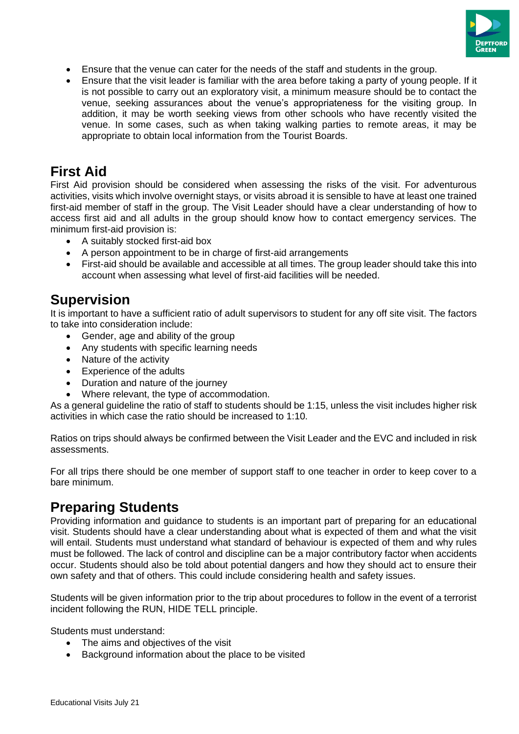- Ensure that the venue can cater for the needs of the staff and students in the group.
- Ensure that the visit leader is familiar with the area before taking a party of young people. If it is not possible to carry out an exploratory visit, a minimum measure should be to contact the venue, seeking assurances about the venue's appropriateness for the visiting group. In addition, it may be worth seeking views from other schools who have recently visited the venue. In some cases, such as when taking walking parties to remote areas, it may be appropriate to obtain local information from the Tourist Boards.

## First Aid

First Aid provision should be considered when assessing the risks of the visit. For adventurous activities, visits which involve overnight stays, or visits abroad it is sensible to have at least one trained first-aid member of staff in the group. The Visit Leader should have a clear understanding of how to access first aid and all adults in the group should know how to contact emergency services. The minimum first-aid provision is:

- A suitably stocked first-aid box
- A person appointment to be in charge of first-aid arrangements
- First-aid should be available and accessible at all times. The group leader should take this into account when assessing what level of first-aid facilities will be needed.

## Supervision

It is important to have a sufficient ratio of adult supervisors to student for any off site visit. The factors to take into consideration include:

- Gender, age and ability of the group
- Any students with specific learning needs
- Nature of the activity
- Experience of the adults
- Duration and nature of the journey
- Where relevant, the type of accommodation.

As a general guideline the ratio of staff to students should be 1:15, unless the visit includes higher risk activities in which case the ratio should be increased to 1:10.

Ratios on trips should always be confirmed between the Visit Leader and the EVC and included in risk assessments.

For all trips there should be one member of support staff to one teacher in order to keep cover to a bare minimum.

## Preparing Students

Providing information and guidance to students is an important part of preparing for an educational visit. Students should have a clear understanding about what is expected of them and what the visit will entail. Students must understand what standard of behaviour is expected of them and why rules must be followed. The lack of control and discipline can be a major contributory factor when accidents occur. Students should also be told about potential dangers and how they should act to ensure their own safety and that of others. This could include considering health and safety issues.

Students will be given information prior to the trip about procedures to follow in the event of a terrorist incident following the RUN, HIDE TELL principle.

Students must understand:

- The aims and objectives of the visit
- Background information about the place to be visited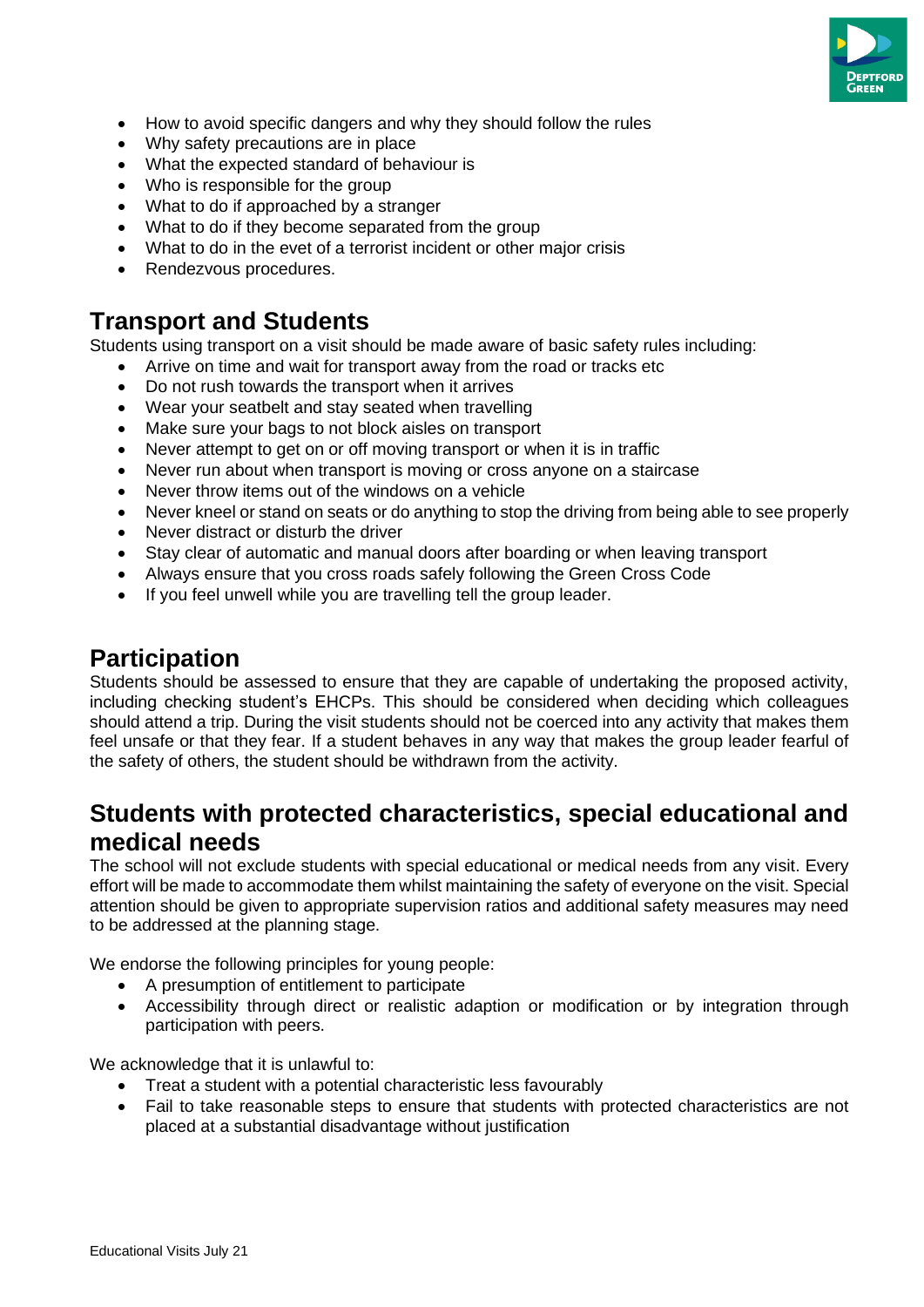- How to avoid specific dangers and why they should follow the rules
- Why safety precautions are in place
- What the expected standard of behaviour is
- Who is responsible for the group
- What to do if approached by a stranger
- What to do if they become separated from the group
- What to do in the evet of a terrorist incident or other major crisis
- Rendezvous procedures.

## Transport and Students

Students using transport on a visit should be made aware of basic safety rules including:

- Arrive on time and wait for transport away from the road or tracks etc
- Do not rush towards the transport when it arrives
- Wear your seatbelt and stay seated when travelling
- Make sure your bags to not block aisles on transport
- Never attempt to get on or off moving transport or when it is in traffic
- Never run about when transport is moving or cross anyone on a staircase
- Never throw items out of the windows on a vehicle
- Never kneel or stand on seats or do anything to stop the driving from being able to see properly
- Never distract or disturb the driver
- Stay clear of automatic and manual doors after boarding or when leaving transport
- Always ensure that you cross roads safely following the Green Cross Code
- If you feel unwell while you are travelling tell the group leader.

## Participation

Students should be assessed to ensure that they are capable of undertaking the proposed activity, including checking student's EHCPs. This should be considered when deciding which colleagues should attend a trip. During the visit students should not be coerced into any activity that makes them feel unsafe or that they fear. If a student behaves in any way that makes the group leader fearful of the safety of others, the student should be withdrawn from the activity.

## Students with protected characteristics, special educational and medical needs

The school will not exclude students with special educational or medical needs from any visit. Every effort will be made to accommodate them whilst maintaining the safety of everyone on the visit. Special attention should be given to appropriate supervision ratios and additional safety measures may need to be addressed at the planning stage.

We endorse the following principles for young people:

- A presumption of entitlement to participate
- Accessibility through direct or realistic adaption or modification or by integration through participation with peers.

We acknowledge that it is unlawful to:

- Treat a student with a potential characteristic less favourably
- Fail to take reasonable steps to ensure that students with protected characteristics are not placed at a substantial disadvantage without justification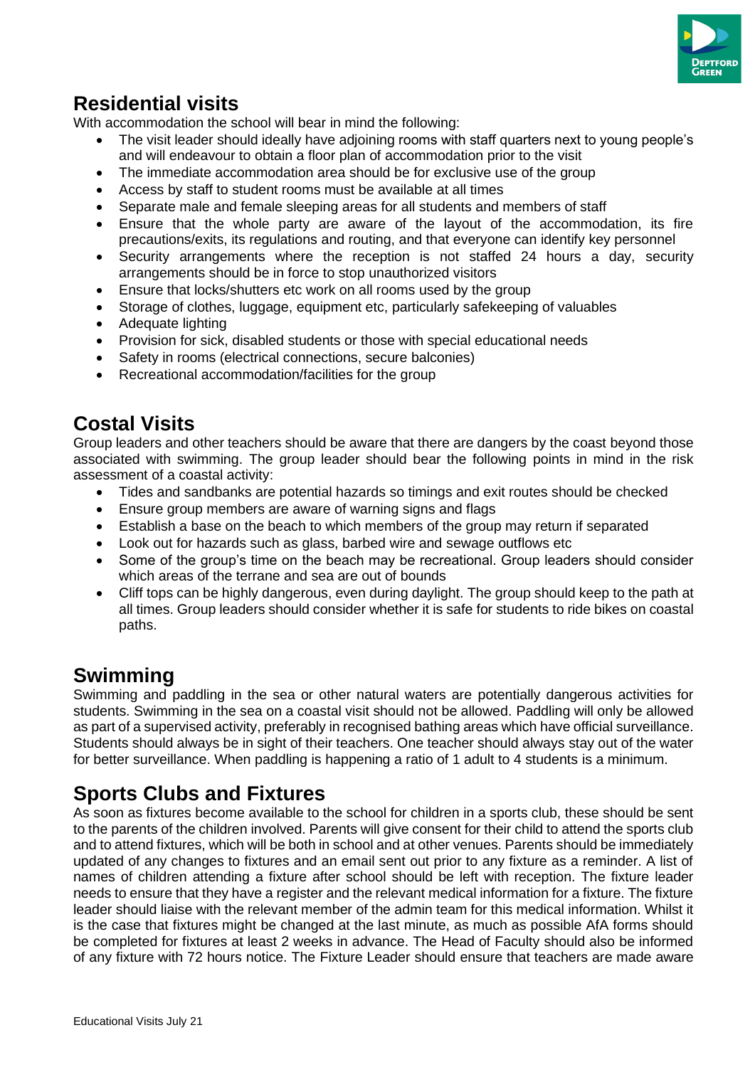## Residential visits

With accommodation the school will bear in mind the following:

- The visit leader should ideally have adjoining rooms with staff quarters next to young people's and will endeavour to obtain a floor plan of accommodation prior to the visit
- The immediate accommodation area should be for exclusive use of the group
- Access by staff to student rooms must be available at all times
- Separate male and female sleeping areas for all students and members of staff
- Ensure that the whole party are aware of the layout of the accommodation, its fire precautions/exits, its regulations and routing, and that everyone can identify key personnel
- Security arrangements where the reception is not staffed 24 hours a day, security arrangements should be in force to stop unauthorized visitors
- Ensure that locks/shutters etc work on all rooms used by the group
- Storage of clothes, luggage, equipment etc, particularly safekeeping of valuables
- Adequate lighting
- Provision for sick, disabled students or those with special educational needs
- Safety in rooms (electrical connections, secure balconies)
- Recreational accommodation/facilities for the group

## Costal Visits

Group leaders and other teachers should be aware that there are dangers by the coast beyond those associated with swimming. The group leader should bear the following points in mind in the risk assessment of a coastal activity:

- Tides and sandbanks are potential hazards so timings and exit routes should be checked
- Ensure group members are aware of warning signs and flags
- Establish a base on the beach to which members of the group may return if separated
- Look out for hazards such as glass, barbed wire and sewage outflows etc
- Some of the group's time on the beach may be recreational. Group leaders should consider which areas of the terrane and sea are out of bounds
- Cliff tops can be highly dangerous, even during daylight. The group should keep to the path at all times. Group leaders should consider whether it is safe for students to ride bikes on coastal paths.

## Swimming

Swimming and paddling in the sea or other natural waters are potentially dangerous activities for students. Swimming in the sea on a coastal visit should not be allowed. Paddling will only be allowed as part of a supervised activity, preferably in recognised bathing areas which have official surveillance. Students should always be in sight of their teachers. One teacher should always stay out of the water for better surveillance. When paddling is happening a ratio of 1 adult to 4 students is a minimum.

## Sports Clubs and Fixtures

As soon as fixtures become available to the school for children in a sports club, these should be sent to the parents of the children involved. Parents will give consent for their child to attend the sports club and to attend fixtures, which will be both in school and at other venues. Parents should be immediately updated of any changes to fixtures and an email sent out prior to any fixture as a reminder. A list of names of children attending a fixture after school should be left with reception. The fixture leader needs to ensure that they have a register and the relevant medical information for a fixture. The fixture leader should liaise with the relevant member of the admin team for this medical information. Whilst it is the case that fixtures might be changed at the last minute, as much as possible AfA forms should be completed for fixtures at least 2 weeks in advance. The Head of Faculty should also be informed of any fixture with 72 hours notice. The Fixture Leader should ensure that teachers are made aware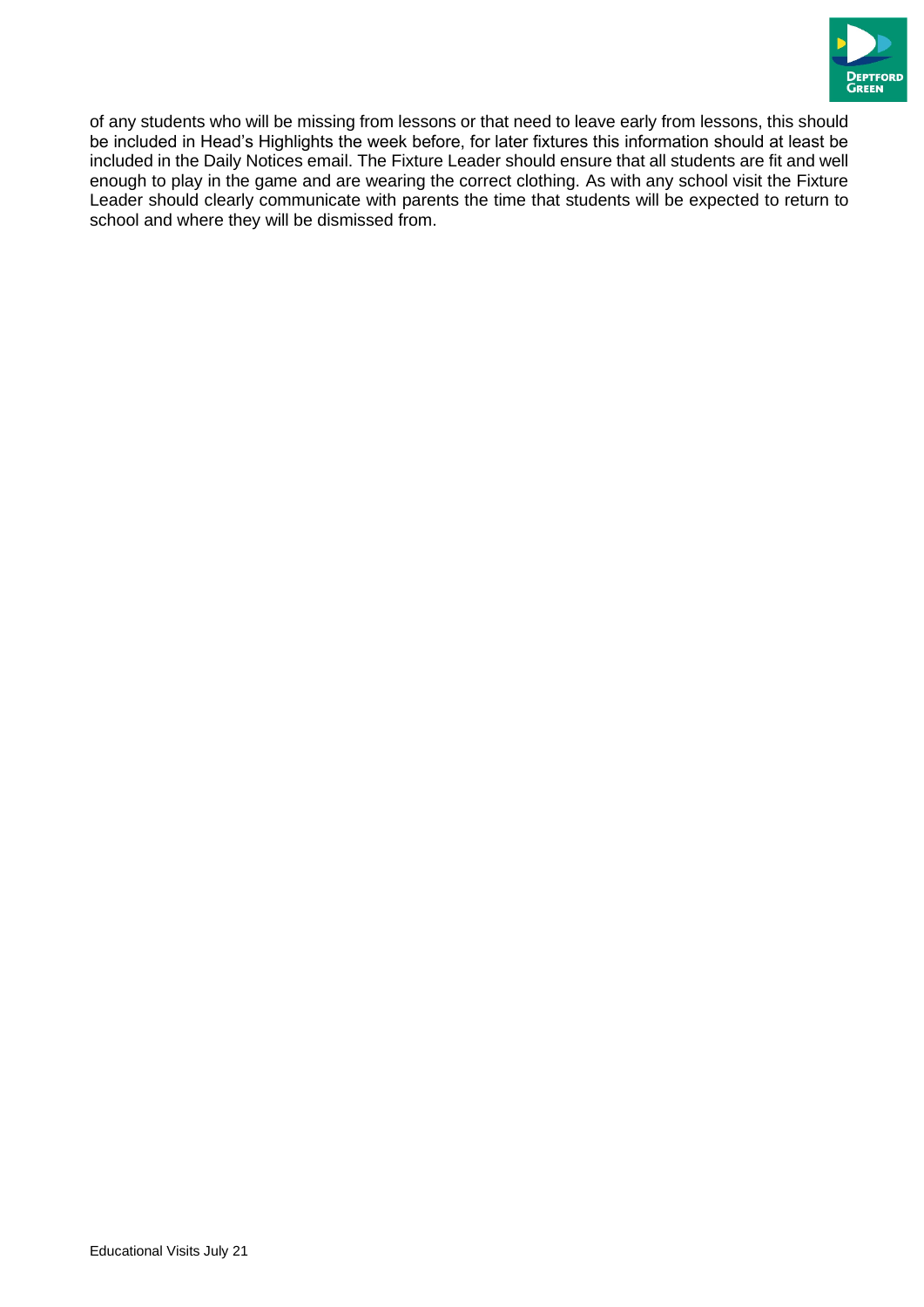of any students who will be missing from lessons or that need to leave early from lessons, this should be included in Head's Highlights the week before, for later fixtures this information should at least be included in the Daily Notices email. The Fixture Leader should ensure that all students are fit and well enough to play in the game and are wearing the correct clothing. As with any school visit the Fixture Leader should clearly communicate with parents the time that students will be expected to return to school and where they will be dismissed from.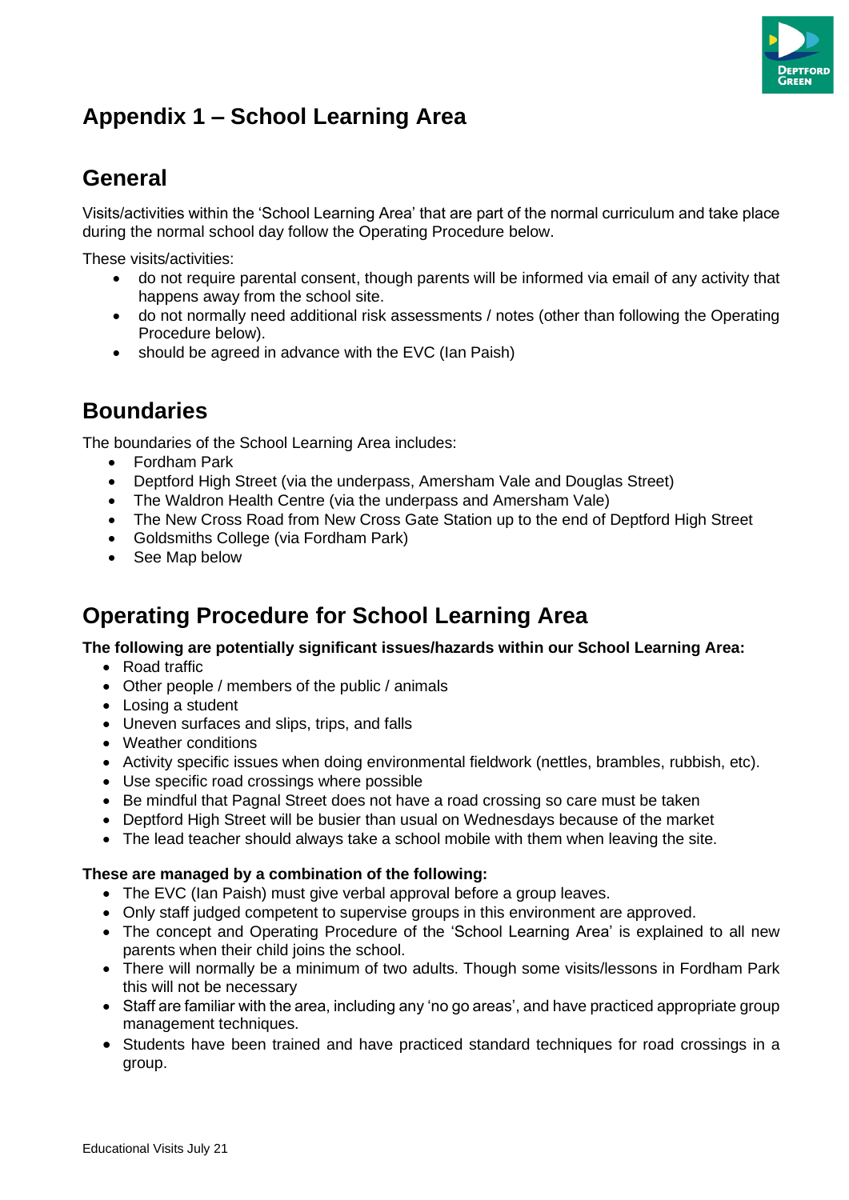# Appendix 1 – School Learning Area

## General

Visits/activities within the 'School Learning Area' that are part of the normal curriculum and take place during the normal school day follow the Operating Procedure below.

These visits/activities:

- do not require parental consent, though parents will be informed via email of any activity that happens away from the school site.
- do not normally need additional risk assessments / notes (other than following the Operating Procedure below).
- should be agreed in advance with the EVC (Ian Paish)

## Boundaries

The boundaries of the School Learning Area includes:

- Fordham Park
- Deptford High Street (via the underpass, Amersham Vale and Douglas Street)
- The Waldron Health Centre (via the underpass and Amersham Vale)
- The New Cross Road from New Cross Gate Station up to the end of Deptford High Street
- Goldsmiths College (via Fordham Park)
- See Map below

## Operating Procedure for School Learning Area

**The following are potentially significant issues/hazards within our School Learning Area:**

- Road traffic
- Other people / members of the public / animals
- Losing a student
- Uneven surfaces and slips, trips, and falls
- Weather conditions
- Activity specific issues when doing environmental fieldwork (nettles, brambles, rubbish, etc).
- Use specific road crossings where possible
- Be mindful that Pagnal Street does not have a road crossing so care must be taken
- Deptford High Street will be busier than usual on Wednesdays because of the market
- The lead teacher should always take a school mobile with them when leaving the site.

**These are managed by a combination of the following:**

- The EVC (Ian Paish) must give verbal approval before a group leaves.
- Only staff judged competent to supervise groups in this environment are approved.
- The concept and Operating Procedure of the 'School Learning Area' is explained to all new parents when their child joins the school.
- There will normally be a minimum of two adults. Though some visits/lessons in Fordham Park this will not be necessary
- Staff are familiar with the area, including any 'no go areas', and have practiced appropriate group management techniques.
- Students have been trained and have practiced standard techniques for road crossings in a group.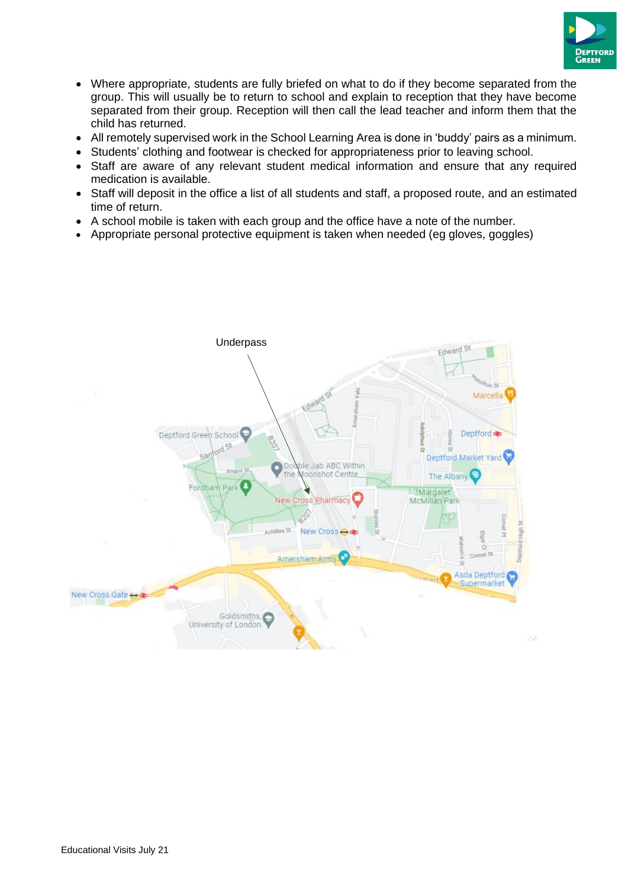- Where appropriate, students are fully briefed on what to do if they become separated from the group. This will usually be to return to school and explain to reception that they have become separated from their group. Reception will then call the lead teacher and inform them that the child has returned.
- All remotely supervised work in the School Learning Area is done in 'buddy' pairs as a minimum.
- Students' clothing and footwear is checked for appropriateness prior to leaving school.
- Staff are aware of any relevant student medical information and ensure that any required medication is available.
- Staff will deposit in the office a list of all students and staff, a proposed route, and an estimated time of return.
- A school mobile is taken with each group and the office have a note of the number.
- Appropriate personal protective equipment is taken when needed (eg gloves, goggles)

Underpass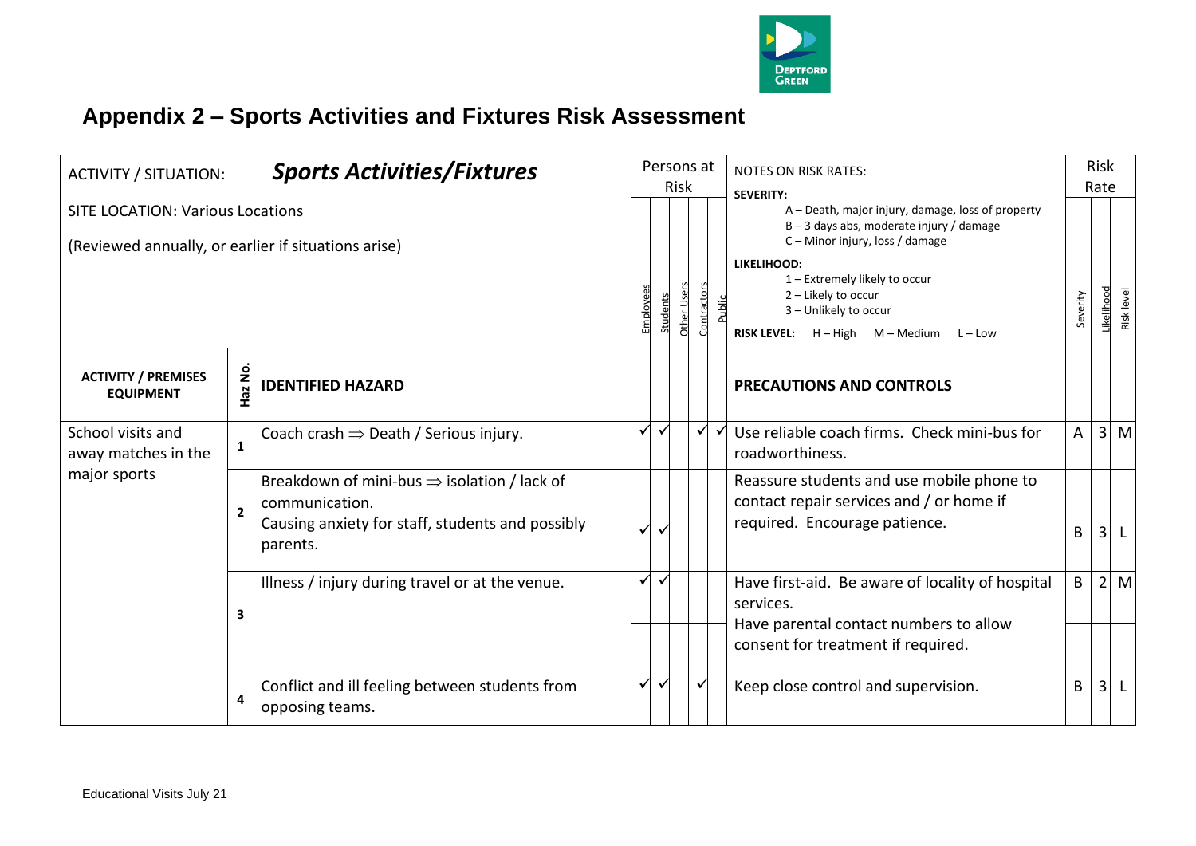# Appendix 2 – Sports Activities and Fixtures Risk Assessment

| ACTIVITY / SITUATION: ***Sports Activities/Fixtures***<br>SITE LOCATION: Various Locations<br>(Reviewed annually, or earlier if situations arise) | | | Persons at Risk | | | | | NOTES ON RISK RATES:<br>**SEVERITY:**<br>A – Death, major injury, damage, loss of property<br>B – 3 days abs, moderate injury / damage<br>C – Minor injury, loss / damage<br>**LIKELIHOOD:**<br>1 – Extremely likely to occur<br>2 – Likely to occur<br>3 – Unlikely to occur<br>**RISK LEVEL:** H – High M – Medium L – Low | Risk Rate | | |
|---|---|---|---|---|---|---|---|---|---|---|---|
| | | | Employees | Students | Other Users | Contractors | Public | | Severity | Likelihood | Risk level |
| **ACTIVITY / PREMISES EQUIPMENT** | **Haz No.** | **IDENTIFIED HAZARD** | | | | | | **PRECAUTIONS AND CONTROLS** | | | |
| School visits and away matches in the major sports | **1** | Coach crash ⇒ Death / Serious injury. | ✓ | ✓ | | ✓ | ✓ | Use reliable coach firms. Check mini-bus for roadworthiness. | A | 3 | M |
| | **2** | Breakdown of mini-bus ⇒ isolation / lack of communication.<br>Causing anxiety for staff, students and possibly parents. | ✓ | ✓ | | | | Reassure students and use mobile phone to contact repair services and / or home if required. Encourage patience. | B | 3 | L |
| | **3** | Illness / injury during travel or at the venue. | ✓ | ✓ | | | | Have first-aid. Be aware of locality of hospital services.<br>Have parental contact numbers to allow consent for treatment if required. | B | 2 | M |
| | **4** | Conflict and ill feeling between students from opposing teams. | ✓ | ✓ | | ✓ | | Keep close control and supervision. | B | 3 | L |

Educational Visits July 21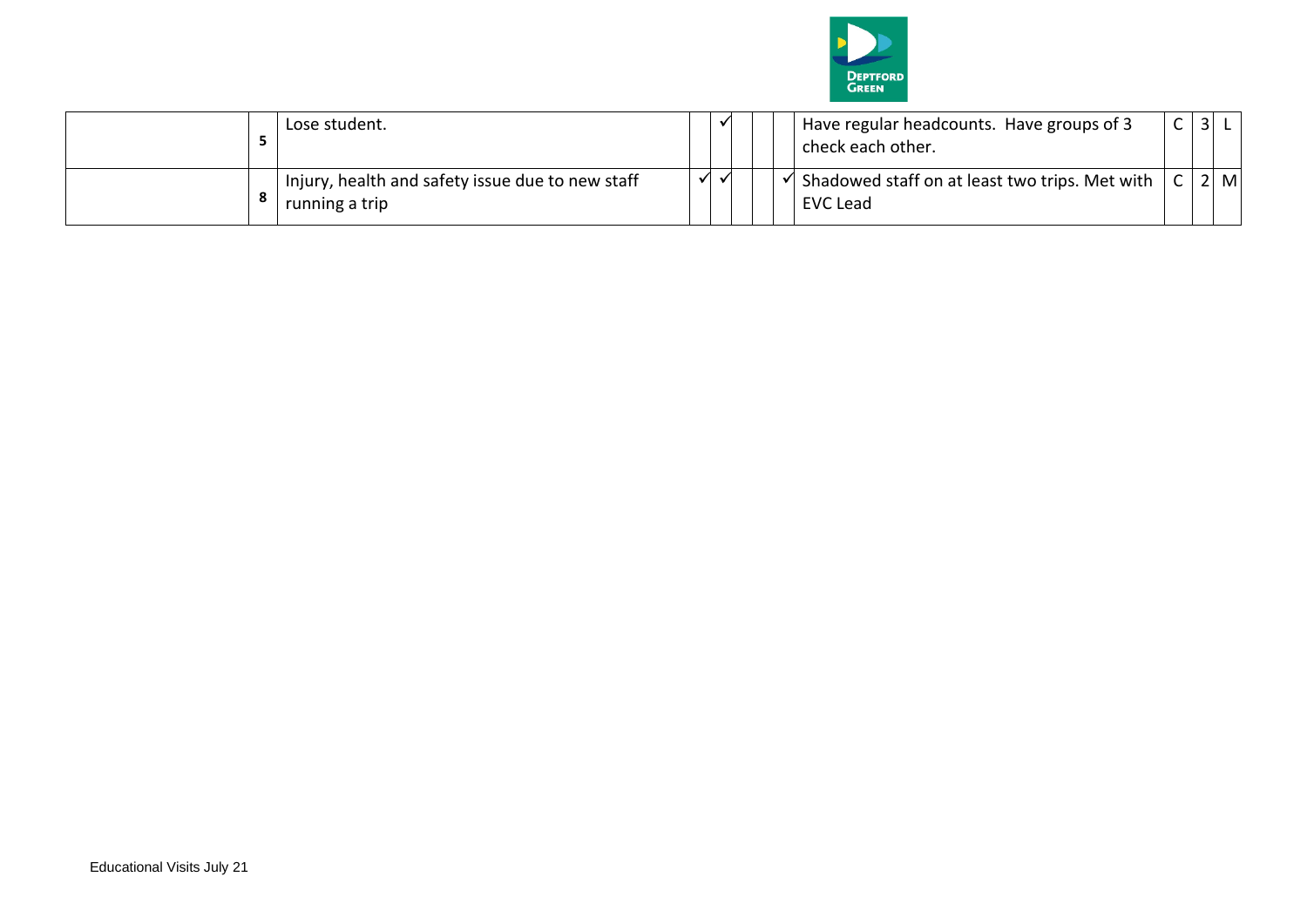| | | | | | | | | | | | |
|---|---|---|---|---|---|---|---|---|---|---|---|
| | 5 | Lose student. | | ✓ | | | | Have regular headcounts. Have groups of 3 check each other. | C | 3 | L |
| | 8 | Injury, health and safety issue due to new staff running a trip | ✓ | ✓ | | | ✓ | Shadowed staff on at least two trips. Met with EVC Lead | C | 2 | M |

Educational Visits July 21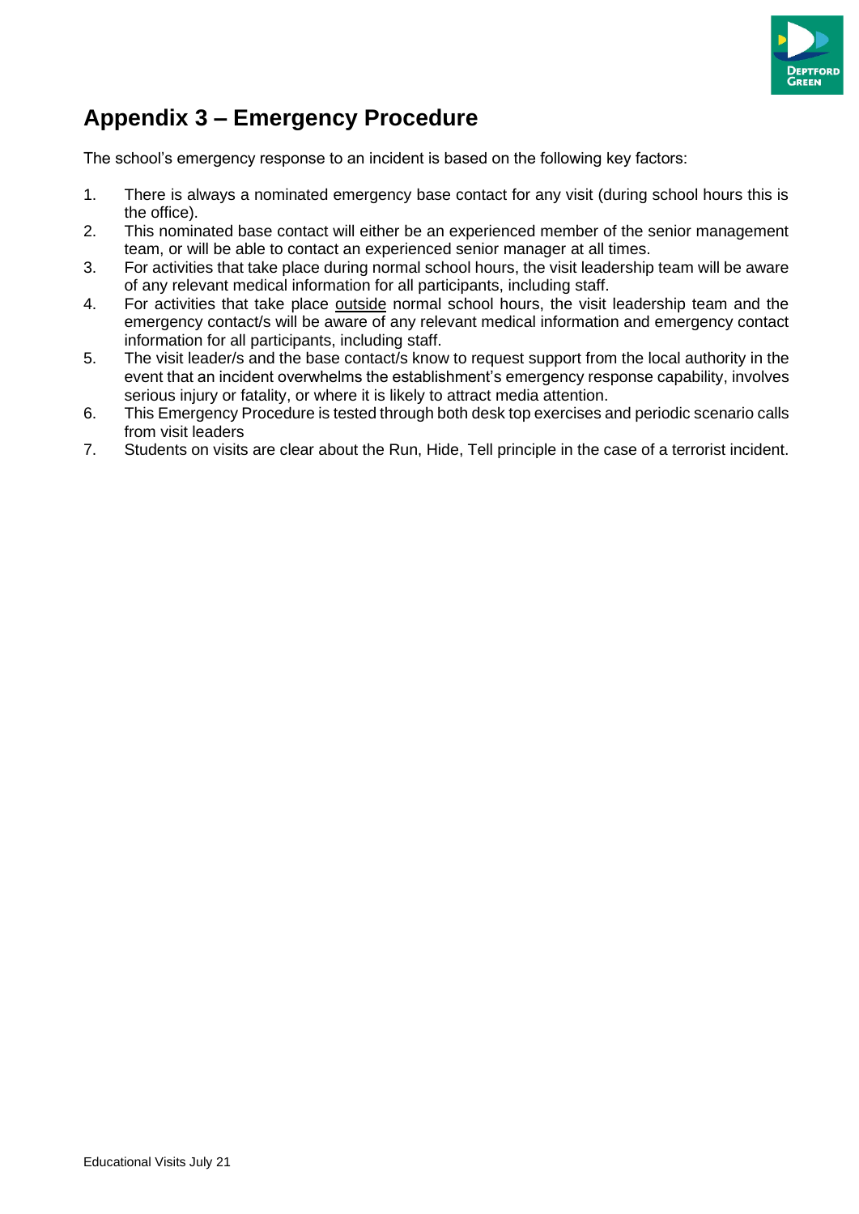## Appendix 3 – Emergency Procedure

The school's emergency response to an incident is based on the following key factors:

1. There is always a nominated emergency base contact for any visit (during school hours this is the office).
2. This nominated base contact will either be an experienced member of the senior management team, or will be able to contact an experienced senior manager at all times.
3. For activities that take place during normal school hours, the visit leadership team will be aware of any relevant medical information for all participants, including staff.
4. For activities that take place <u>outside</u> normal school hours, the visit leadership team and the emergency contact/s will be aware of any relevant medical information and emergency contact information for all participants, including staff.
5. The visit leader/s and the base contact/s know to request support from the local authority in the event that an incident overwhelms the establishment's emergency response capability, involves serious injury or fatality, or where it is likely to attract media attention.
6. This Emergency Procedure is tested through both desk top exercises and periodic scenario calls from visit leaders
7. Students on visits are clear about the Run, Hide, Tell principle in the case of a terrorist incident.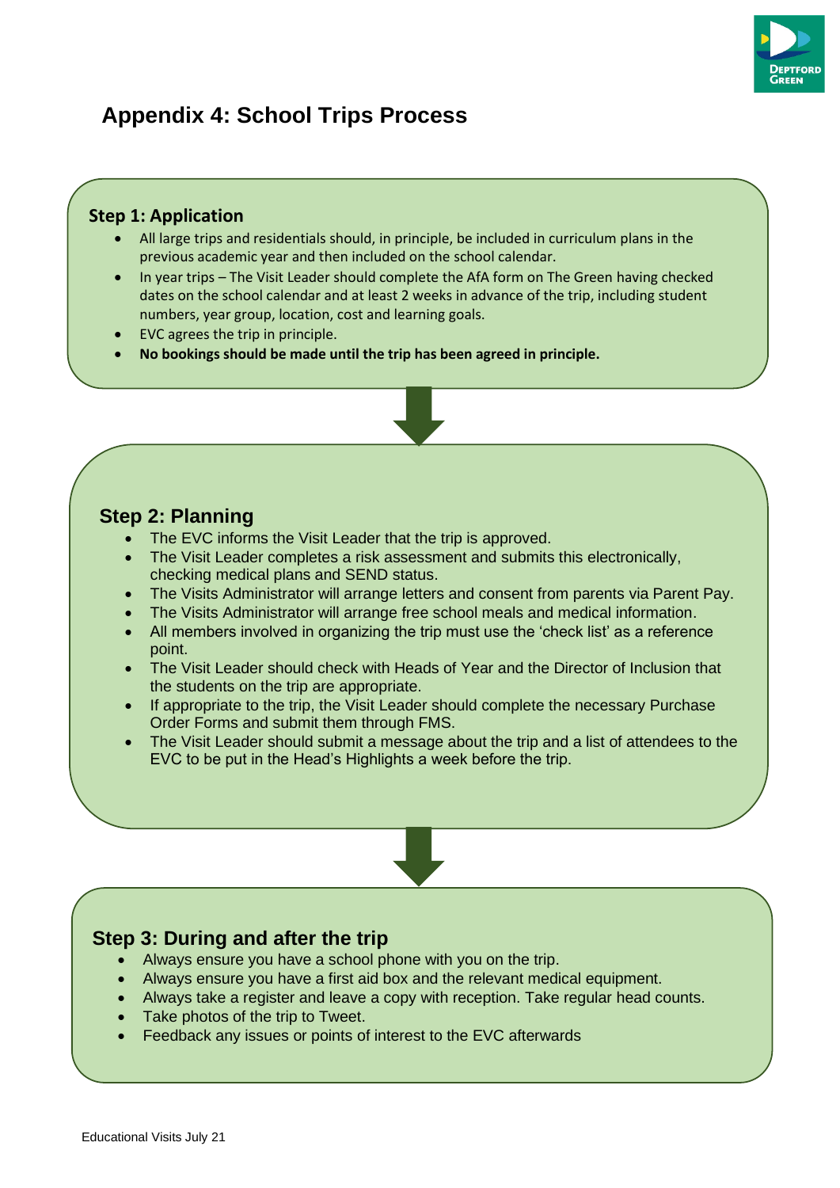# Appendix 4: School Trips Process

## Step 1: Application

- All large trips and residentials should, in principle, be included in curriculum plans in the previous academic year and then included on the school calendar.
- In year trips – The Visit Leader should complete the AfA form on The Green having checked dates on the school calendar and at least 2 weeks in advance of the trip, including student numbers, year group, location, cost and learning goals.
- EVC agrees the trip in principle.
- **No bookings should be made until the trip has been agreed in principle.**

## Step 2: Planning

- The EVC informs the Visit Leader that the trip is approved.
- The Visit Leader completes a risk assessment and submits this electronically, checking medical plans and SEND status.
- The Visits Administrator will arrange letters and consent from parents via Parent Pay.
- The Visits Administrator will arrange free school meals and medical information.
- All members involved in organizing the trip must use the 'check list' as a reference point.
- The Visit Leader should check with Heads of Year and the Director of Inclusion that the students on the trip are appropriate.
- If appropriate to the trip, the Visit Leader should complete the necessary Purchase Order Forms and submit them through FMS.
- The Visit Leader should submit a message about the trip and a list of attendees to the EVC to be put in the Head's Highlights a week before the trip.

## Step 3: During and after the trip

- Always ensure you have a school phone with you on the trip.
- Always ensure you have a first aid box and the relevant medical equipment.
- Always take a register and leave a copy with reception. Take regular head counts.
- Take photos of the trip to Tweet.
- Feedback any issues or points of interest to the EVC afterwards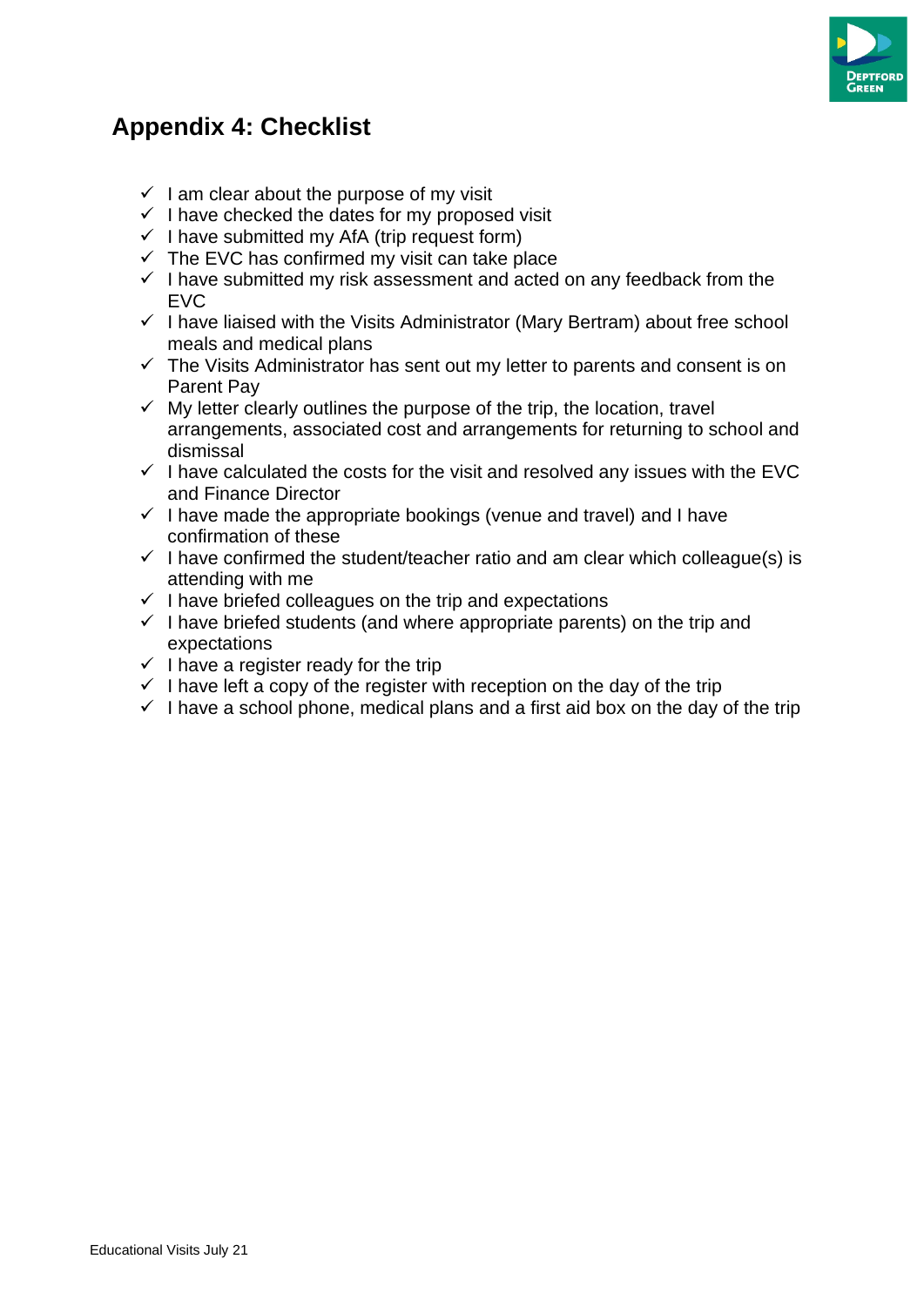## Appendix 4: Checklist

- ✓ I am clear about the purpose of my visit
- ✓ I have checked the dates for my proposed visit
- ✓ I have submitted my AfA (trip request form)
- ✓ The EVC has confirmed my visit can take place
- ✓ I have submitted my risk assessment and acted on any feedback from the EVC
- ✓ I have liaised with the Visits Administrator (Mary Bertram) about free school meals and medical plans
- ✓ The Visits Administrator has sent out my letter to parents and consent is on Parent Pay
- ✓ My letter clearly outlines the purpose of the trip, the location, travel arrangements, associated cost and arrangements for returning to school and dismissal
- ✓ I have calculated the costs for the visit and resolved any issues with the EVC and Finance Director
- ✓ I have made the appropriate bookings (venue and travel) and I have confirmation of these
- ✓ I have confirmed the student/teacher ratio and am clear which colleague(s) is attending with me
- ✓ I have briefed colleagues on the trip and expectations
- ✓ I have briefed students (and where appropriate parents) on the trip and expectations
- ✓ I have a register ready for the trip
- ✓ I have left a copy of the register with reception on the day of the trip
- ✓ I have a school phone, medical plans and a first aid box on the day of the trip